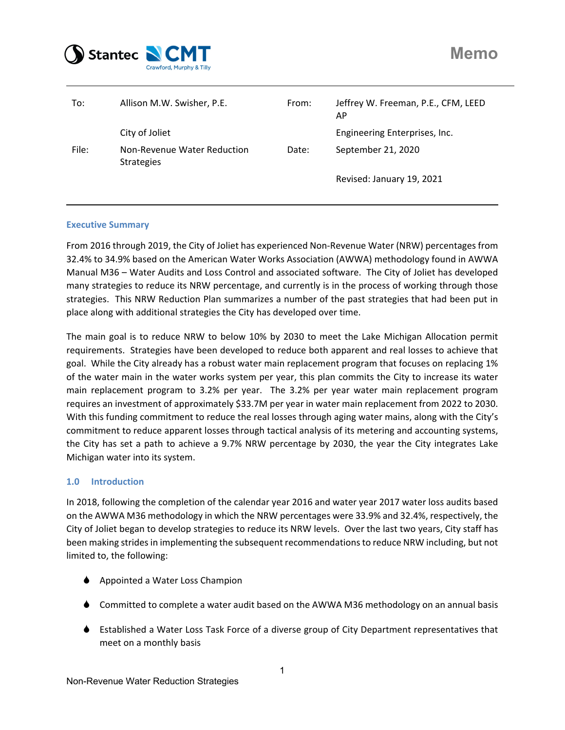# Memo

| | | | |
|---|---|---|---|
| To: | Allison M.W. Swisher, P.E. | From: | Jeffrey W. Freeman, P.E., CFM, LEED AP |
| | City of Joliet | | Engineering Enterprises, Inc. |
| File: | Non-Revenue Water Reduction Strategies | Date: | September 21, 2020 |
| | | | Revised: January 19, 2021 |

## Executive Summary

From 2016 through 2019, the City of Joliet has experienced Non-Revenue Water (NRW) percentages from 32.4% to 34.9% based on the American Water Works Association (AWWA) methodology found in AWWA Manual M36 – Water Audits and Loss Control and associated software. The City of Joliet has developed many strategies to reduce its NRW percentage, and currently is in the process of working through those strategies. This NRW Reduction Plan summarizes a number of the past strategies that had been put in place along with additional strategies the City has developed over time.

The main goal is to reduce NRW to below 10% by 2030 to meet the Lake Michigan Allocation permit requirements. Strategies have been developed to reduce both apparent and real losses to achieve that goal. While the City already has a robust water main replacement program that focuses on replacing 1% of the water main in the water works system per year, this plan commits the City to increase its water main replacement program to 3.2% per year. The 3.2% per year water main replacement program requires an investment of approximately $33.7M per year in water main replacement from 2022 to 2030. With this funding commitment to reduce the real losses through aging water mains, along with the City's commitment to reduce apparent losses through tactical analysis of its metering and accounting systems, the City has set a path to achieve a 9.7% NRW percentage by 2030, the year the City integrates Lake Michigan water into its system.

## 1.0 Introduction

In 2018, following the completion of the calendar year 2016 and water year 2017 water loss audits based on the AWWA M36 methodology in which the NRW percentages were 33.9% and 32.4%, respectively, the City of Joliet began to develop strategies to reduce its NRW levels. Over the last two years, City staff has been making strides in implementing the subsequent recommendations to reduce NRW including, but not limited to, the following:

- Appointed a Water Loss Champion
- Committed to complete a water audit based on the AWWA M36 methodology on an annual basis
- Established a Water Loss Task Force of a diverse group of City Department representatives that meet on a monthly basis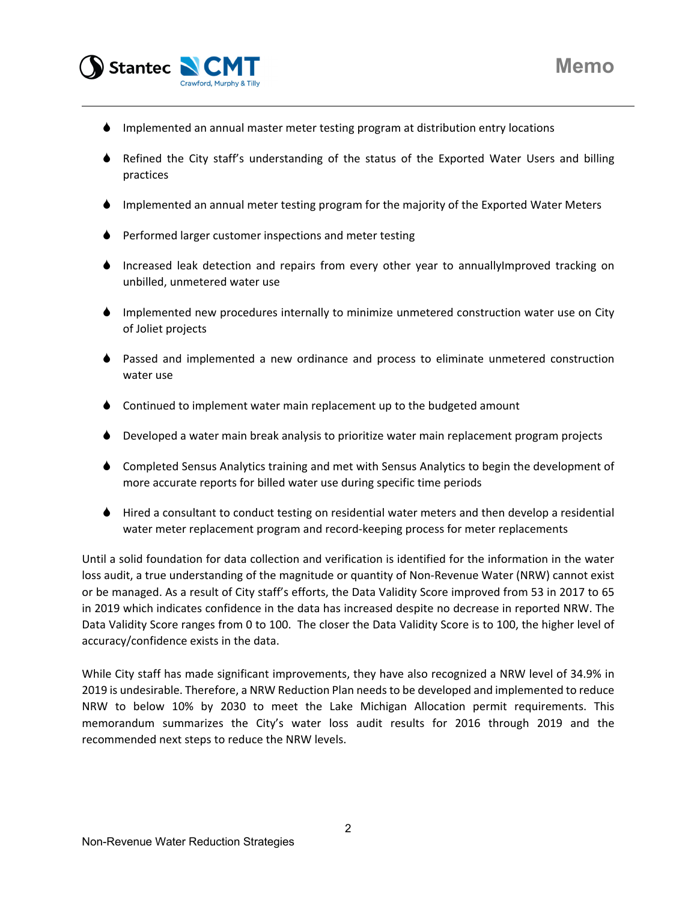- Implemented an annual master meter testing program at distribution entry locations
- Refined the City staff's understanding of the status of the Exported Water Users and billing practices
- Implemented an annual meter testing program for the majority of the Exported Water Meters
- Performed larger customer inspections and meter testing
- Increased leak detection and repairs from every other year to annuallyImproved tracking on unbilled, unmetered water use
- Implemented new procedures internally to minimize unmetered construction water use on City of Joliet projects
- Passed and implemented a new ordinance and process to eliminate unmetered construction water use
- Continued to implement water main replacement up to the budgeted amount
- Developed a water main break analysis to prioritize water main replacement program projects
- Completed Sensus Analytics training and met with Sensus Analytics to begin the development of more accurate reports for billed water use during specific time periods
- Hired a consultant to conduct testing on residential water meters and then develop a residential water meter replacement program and record-keeping process for meter replacements

Until a solid foundation for data collection and verification is identified for the information in the water loss audit, a true understanding of the magnitude or quantity of Non-Revenue Water (NRW) cannot exist or be managed. As a result of City staff's efforts, the Data Validity Score improved from 53 in 2017 to 65 in 2019 which indicates confidence in the data has increased despite no decrease in reported NRW. The Data Validity Score ranges from 0 to 100. The closer the Data Validity Score is to 100, the higher level of accuracy/confidence exists in the data.

While City staff has made significant improvements, they have also recognized a NRW level of 34.9% in 2019 is undesirable. Therefore, a NRW Reduction Plan needs to be developed and implemented to reduce NRW to below 10% by 2030 to meet the Lake Michigan Allocation permit requirements. This memorandum summarizes the City's water loss audit results for 2016 through 2019 and the recommended next steps to reduce the NRW levels.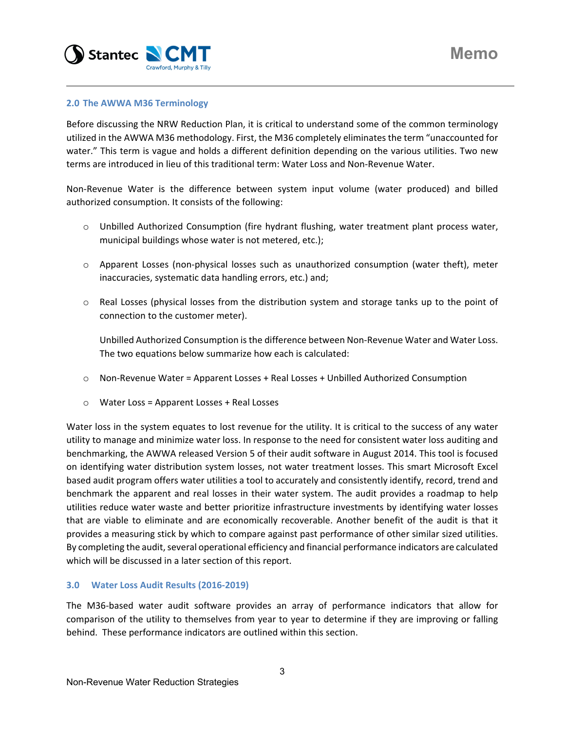## 2.0 The AWWA M36 Terminology

Before discussing the NRW Reduction Plan, it is critical to understand some of the common terminology utilized in the AWWA M36 methodology. First, the M36 completely eliminates the term "unaccounted for water." This term is vague and holds a different definition depending on the various utilities. Two new terms are introduced in lieu of this traditional term: Water Loss and Non-Revenue Water.

Non-Revenue Water is the difference between system input volume (water produced) and billed authorized consumption. It consists of the following:

- Unbilled Authorized Consumption (fire hydrant flushing, water treatment plant process water, municipal buildings whose water is not metered, etc.);
- Apparent Losses (non-physical losses such as unauthorized consumption (water theft), meter inaccuracies, systematic data handling errors, etc.) and;
- Real Losses (physical losses from the distribution system and storage tanks up to the point of connection to the customer meter).

  Unbilled Authorized Consumption is the difference between Non-Revenue Water and Water Loss. The two equations below summarize how each is calculated:

- Non-Revenue Water = Apparent Losses + Real Losses + Unbilled Authorized Consumption
- Water Loss = Apparent Losses + Real Losses

Water loss in the system equates to lost revenue for the utility. It is critical to the success of any water utility to manage and minimize water loss. In response to the need for consistent water loss auditing and benchmarking, the AWWA released Version 5 of their audit software in August 2014. This tool is focused on identifying water distribution system losses, not water treatment losses. This smart Microsoft Excel based audit program offers water utilities a tool to accurately and consistently identify, record, trend and benchmark the apparent and real losses in their water system. The audit provides a roadmap to help utilities reduce water waste and better prioritize infrastructure investments by identifying water losses that are viable to eliminate and are economically recoverable. Another benefit of the audit is that it provides a measuring stick by which to compare against past performance of other similar sized utilities. By completing the audit, several operational efficiency and financial performance indicators are calculated which will be discussed in a later section of this report.

## 3.0 Water Loss Audit Results (2016-2019)

The M36-based water audit software provides an array of performance indicators that allow for comparison of the utility to themselves from year to year to determine if they are improving or falling behind. These performance indicators are outlined within this section.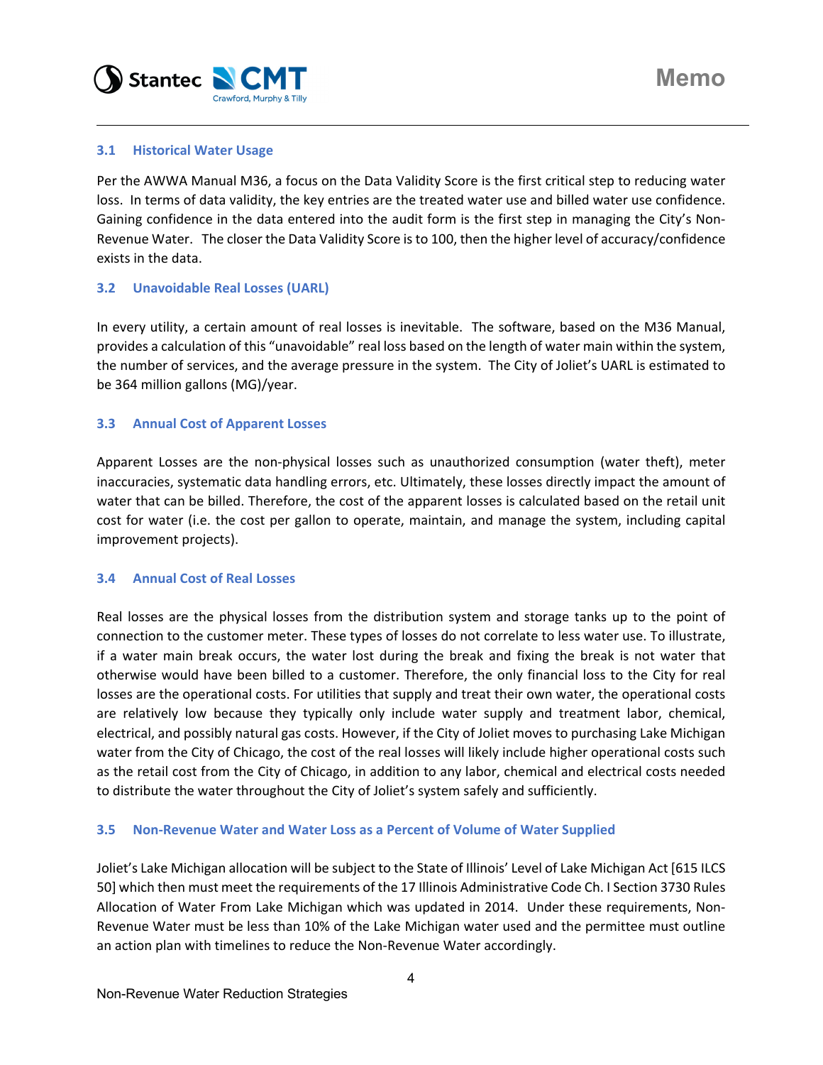### 3.1 Historical Water Usage

Per the AWWA Manual M36, a focus on the Data Validity Score is the first critical step to reducing water loss. In terms of data validity, the key entries are the treated water use and billed water use confidence. Gaining confidence in the data entered into the audit form is the first step in managing the City's Non-Revenue Water. The closer the Data Validity Score is to 100, then the higher level of accuracy/confidence exists in the data.

### 3.2 Unavoidable Real Losses (UARL)

In every utility, a certain amount of real losses is inevitable. The software, based on the M36 Manual, provides a calculation of this "unavoidable" real loss based on the length of water main within the system, the number of services, and the average pressure in the system. The City of Joliet's UARL is estimated to be 364 million gallons (MG)/year.

### 3.3 Annual Cost of Apparent Losses

Apparent Losses are the non-physical losses such as unauthorized consumption (water theft), meter inaccuracies, systematic data handling errors, etc. Ultimately, these losses directly impact the amount of water that can be billed. Therefore, the cost of the apparent losses is calculated based on the retail unit cost for water (i.e. the cost per gallon to operate, maintain, and manage the system, including capital improvement projects).

### 3.4 Annual Cost of Real Losses

Real losses are the physical losses from the distribution system and storage tanks up to the point of connection to the customer meter. These types of losses do not correlate to less water use. To illustrate, if a water main break occurs, the water lost during the break and fixing the break is not water that otherwise would have been billed to a customer. Therefore, the only financial loss to the City for real losses are the operational costs. For utilities that supply and treat their own water, the operational costs are relatively low because they typically only include water supply and treatment labor, chemical, electrical, and possibly natural gas costs. However, if the City of Joliet moves to purchasing Lake Michigan water from the City of Chicago, the cost of the real losses will likely include higher operational costs such as the retail cost from the City of Chicago, in addition to any labor, chemical and electrical costs needed to distribute the water throughout the City of Joliet's system safely and sufficiently.

### 3.5 Non-Revenue Water and Water Loss as a Percent of Volume of Water Supplied

Joliet's Lake Michigan allocation will be subject to the State of Illinois' Level of Lake Michigan Act [615 ILCS 50] which then must meet the requirements of the 17 Illinois Administrative Code Ch. I Section 3730 Rules Allocation of Water From Lake Michigan which was updated in 2014. Under these requirements, Non-Revenue Water must be less than 10% of the Lake Michigan water used and the permittee must outline an action plan with timelines to reduce the Non-Revenue Water accordingly.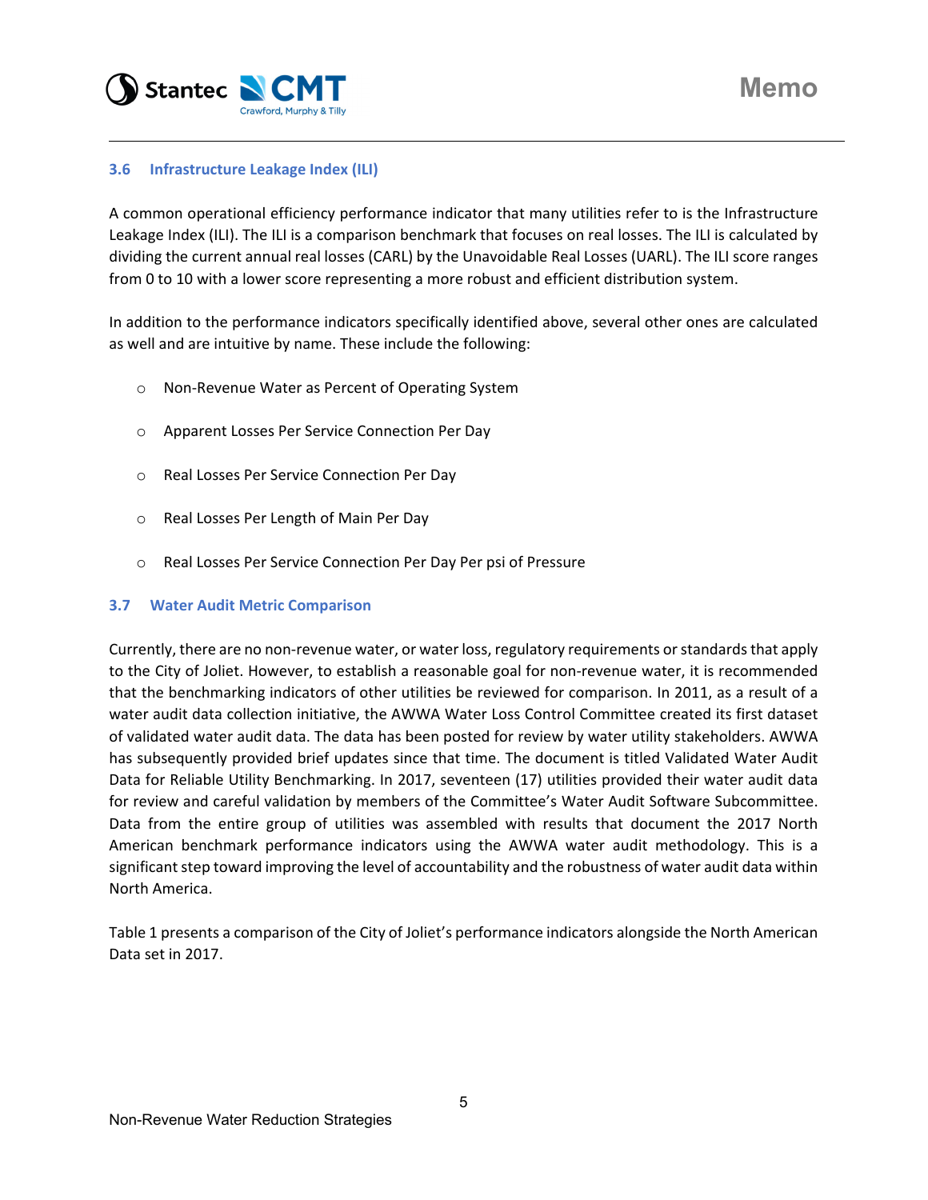### 3.6 Infrastructure Leakage Index (ILI)

A common operational efficiency performance indicator that many utilities refer to is the Infrastructure Leakage Index (ILI). The ILI is a comparison benchmark that focuses on real losses. The ILI is calculated by dividing the current annual real losses (CARL) by the Unavoidable Real Losses (UARL). The ILI score ranges from 0 to 10 with a lower score representing a more robust and efficient distribution system.

In addition to the performance indicators specifically identified above, several other ones are calculated as well and are intuitive by name. These include the following:

- Non-Revenue Water as Percent of Operating System
- Apparent Losses Per Service Connection Per Day
- Real Losses Per Service Connection Per Day
- Real Losses Per Length of Main Per Day
- Real Losses Per Service Connection Per Day Per psi of Pressure

### 3.7 Water Audit Metric Comparison

Currently, there are no non-revenue water, or water loss, regulatory requirements or standards that apply to the City of Joliet. However, to establish a reasonable goal for non-revenue water, it is recommended that the benchmarking indicators of other utilities be reviewed for comparison. In 2011, as a result of a water audit data collection initiative, the AWWA Water Loss Control Committee created its first dataset of validated water audit data. The data has been posted for review by water utility stakeholders. AWWA has subsequently provided brief updates since that time. The document is titled Validated Water Audit Data for Reliable Utility Benchmarking. In 2017, seventeen (17) utilities provided their water audit data for review and careful validation by members of the Committee's Water Audit Software Subcommittee. Data from the entire group of utilities was assembled with results that document the 2017 North American benchmark performance indicators using the AWWA water audit methodology. This is a significant step toward improving the level of accountability and the robustness of water audit data within North America.

Table 1 presents a comparison of the City of Joliet's performance indicators alongside the North American Data set in 2017.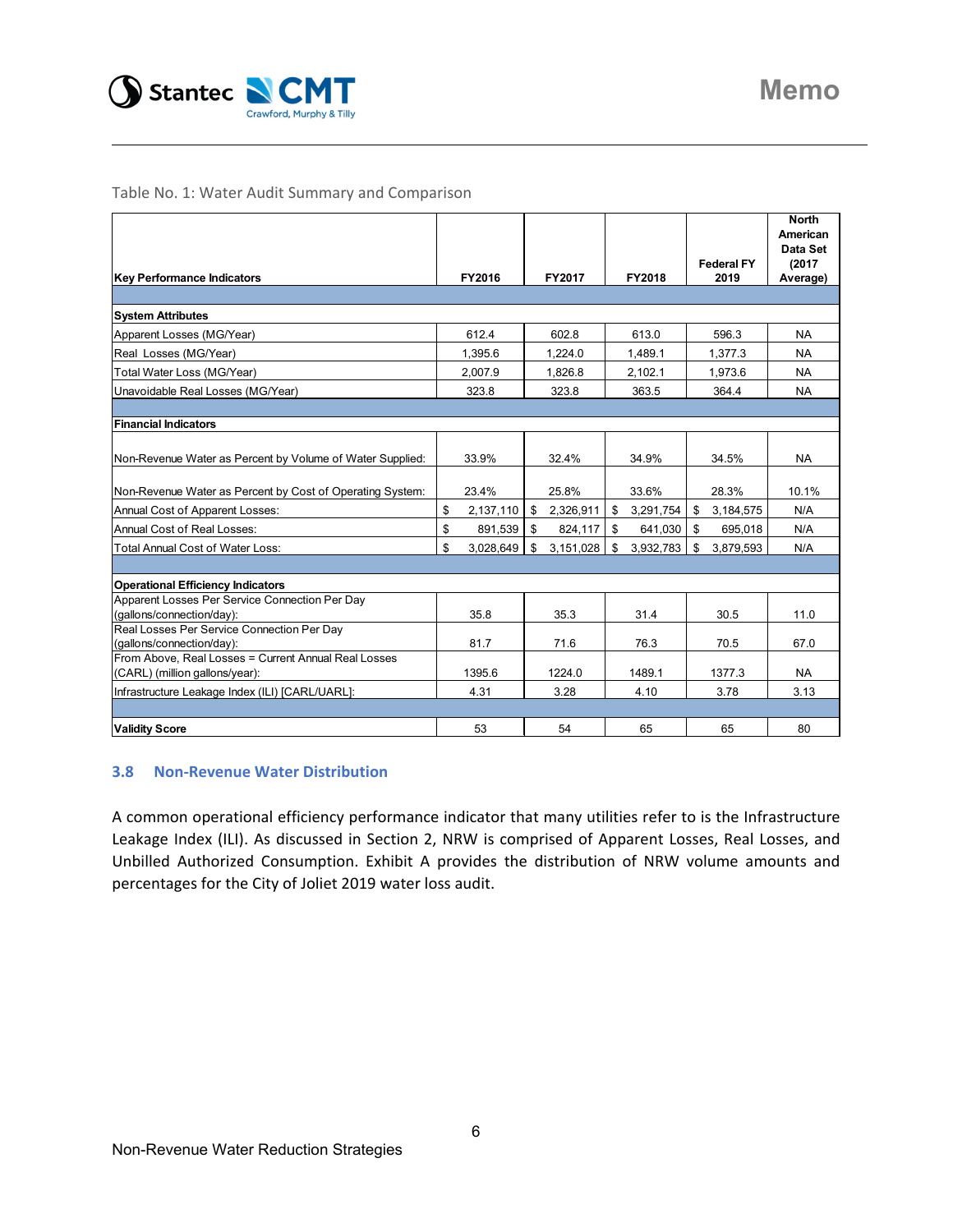Table No. 1: Water Audit Summary and Comparison

| Key Performance Indicators | FY2016 | FY2017 | FY2018 | Federal FY 2019 | North American Data Set (2017 Average) |
|---|---|---|---|---|---|
| **System Attributes** | | | | | |
| Apparent Losses (MG/Year) | 612.4 | 602.8 | 613.0 | 596.3 | NA |
| Real Losses (MG/Year) | 1,395.6 | 1,224.0 | 1,489.1 | 1,377.3 | NA |
| Total Water Loss (MG/Year) | 2,007.9 | 1,826.8 | 2,102.1 | 1,973.6 | NA |
| Unavoidable Real Losses (MG/Year) | 323.8 | 323.8 | 363.5 | 364.4 | NA |
| **Financial Indicators** | | | | | |
| Non-Revenue Water as Percent by Volume of Water Supplied: | 33.9% | 32.4% | 34.9% | 34.5% | NA |
| Non-Revenue Water as Percent by Cost of Operating System: | 23.4% | 25.8% | 33.6% | 28.3% | 10.1% |
| Annual Cost of Apparent Losses: | $ 2,137,110 | $ 2,326,911 | $ 3,291,754 | $ 3,184,575 | N/A |
| Annual Cost of Real Losses: | $ 891,539 | $ 824,117 | $ 641,030 | $ 695,018 | N/A |
| Total Annual Cost of Water Loss: | $ 3,028,649 | $ 3,151,028 | $ 3,932,783 | $ 3,879,593 | N/A |
| **Operational Efficiency Indicators** | | | | | |
| Apparent Losses Per Service Connection Per Day (gallons/connection/day): | 35.8 | 35.3 | 31.4 | 30.5 | 11.0 |
| Real Losses Per Service Connection Per Day (gallons/connection/day): | 81.7 | 71.6 | 76.3 | 70.5 | 67.0 |
| From Above, Real Losses = Current Annual Real Losses (CARL) (million gallons/year): | 1395.6 | 1224.0 | 1489.1 | 1377.3 | NA |
| Infrastructure Leakage Index (ILI) [CARL/UARL]: | 4.31 | 3.28 | 4.10 | 3.78 | 3.13 |
| **Validity Score** | 53 | 54 | 65 | 65 | 80 |

### 3.8 Non-Revenue Water Distribution

A common operational efficiency performance indicator that many utilities refer to is the Infrastructure Leakage Index (ILI). As discussed in Section 2, NRW is comprised of Apparent Losses, Real Losses, and Unbilled Authorized Consumption. Exhibit A provides the distribution of NRW volume amounts and percentages for the City of Joliet 2019 water loss audit.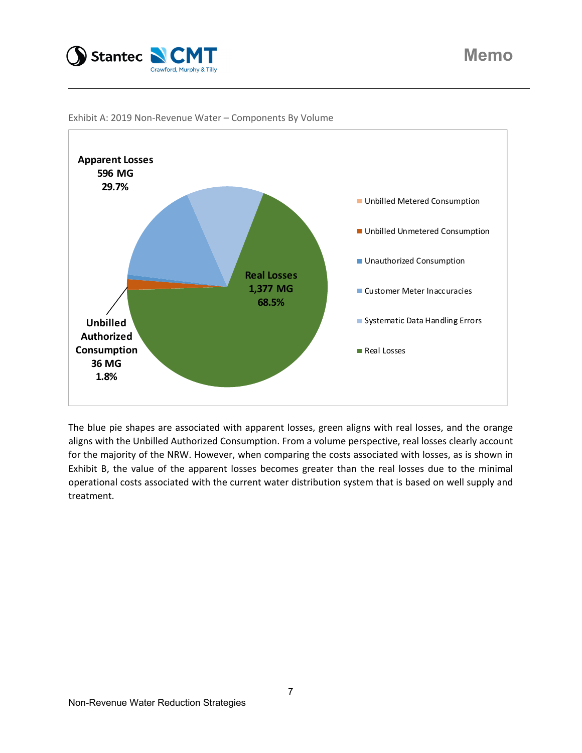Exhibit A: 2019 Non-Revenue Water – Components By Volume

Apparent Losses
596 MG
29.7%

Real Losses
1,377 MG
68.5%

Unbilled Authorized Consumption
36 MG
1.8%

- Unbilled Metered Consumption
- Unbilled Unmetered Consumption
- Unauthorized Consumption
- Customer Meter Inaccuracies
- Systematic Data Handling Errors
- Real Losses

The blue pie shapes are associated with apparent losses, green aligns with real losses, and the orange aligns with the Unbilled Authorized Consumption. From a volume perspective, real losses clearly account for the majority of the NRW. However, when comparing the costs associated with losses, as is shown in Exhibit B, the value of the apparent losses becomes greater than the real losses due to the minimal operational costs associated with the current water distribution system that is based on well supply and treatment.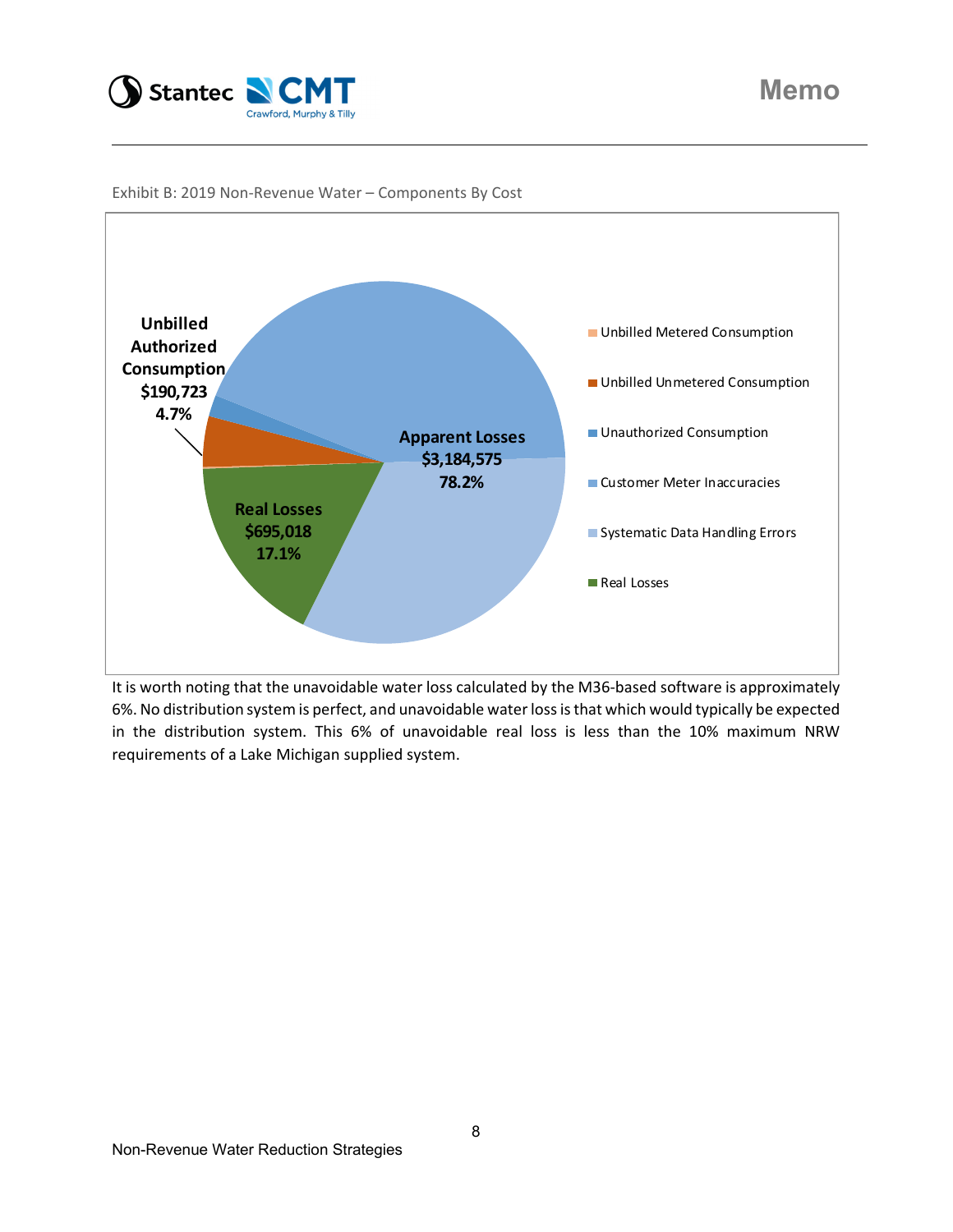Exhibit B: 2019 Non-Revenue Water – Components By Cost

Unbilled Authorized Consumption
$190,723
4.7%

Apparent Losses
$3,184,575
78.2%

Real Losses
$695,018
17.1%

- Unbilled Metered Consumption
- Unbilled Unmetered Consumption
- Unauthorized Consumption
- Customer Meter Inaccuracies
- Systematic Data Handling Errors
- Real Losses

It is worth noting that the unavoidable water loss calculated by the M36-based software is approximately 6%. No distribution system is perfect, and unavoidable water loss is that which would typically be expected in the distribution system. This 6% of unavoidable real loss is less than the 10% maximum NRW requirements of a Lake Michigan supplied system.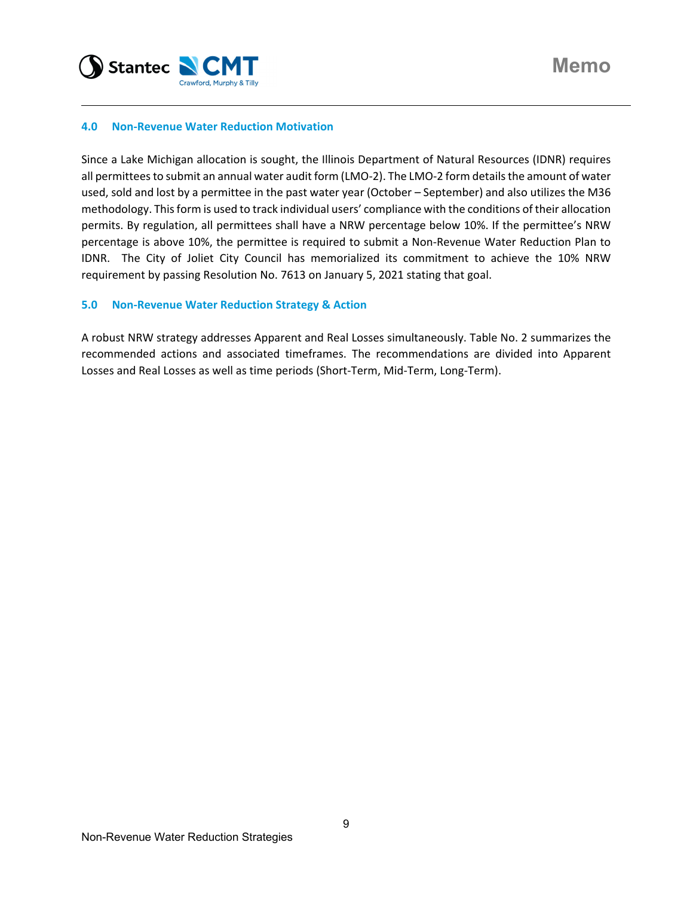## 4.0 Non-Revenue Water Reduction Motivation

Since a Lake Michigan allocation is sought, the Illinois Department of Natural Resources (IDNR) requires all permittees to submit an annual water audit form (LMO-2). The LMO-2 form details the amount of water used, sold and lost by a permittee in the past water year (October – September) and also utilizes the M36 methodology. This form is used to track individual users' compliance with the conditions of their allocation permits. By regulation, all permittees shall have a NRW percentage below 10%. If the permittee's NRW percentage is above 10%, the permittee is required to submit a Non-Revenue Water Reduction Plan to IDNR. The City of Joliet City Council has memorialized its commitment to achieve the 10% NRW requirement by passing Resolution No. 7613 on January 5, 2021 stating that goal.

## 5.0 Non-Revenue Water Reduction Strategy & Action

A robust NRW strategy addresses Apparent and Real Losses simultaneously. Table No. 2 summarizes the recommended actions and associated timeframes. The recommendations are divided into Apparent Losses and Real Losses as well as time periods (Short-Term, Mid-Term, Long-Term).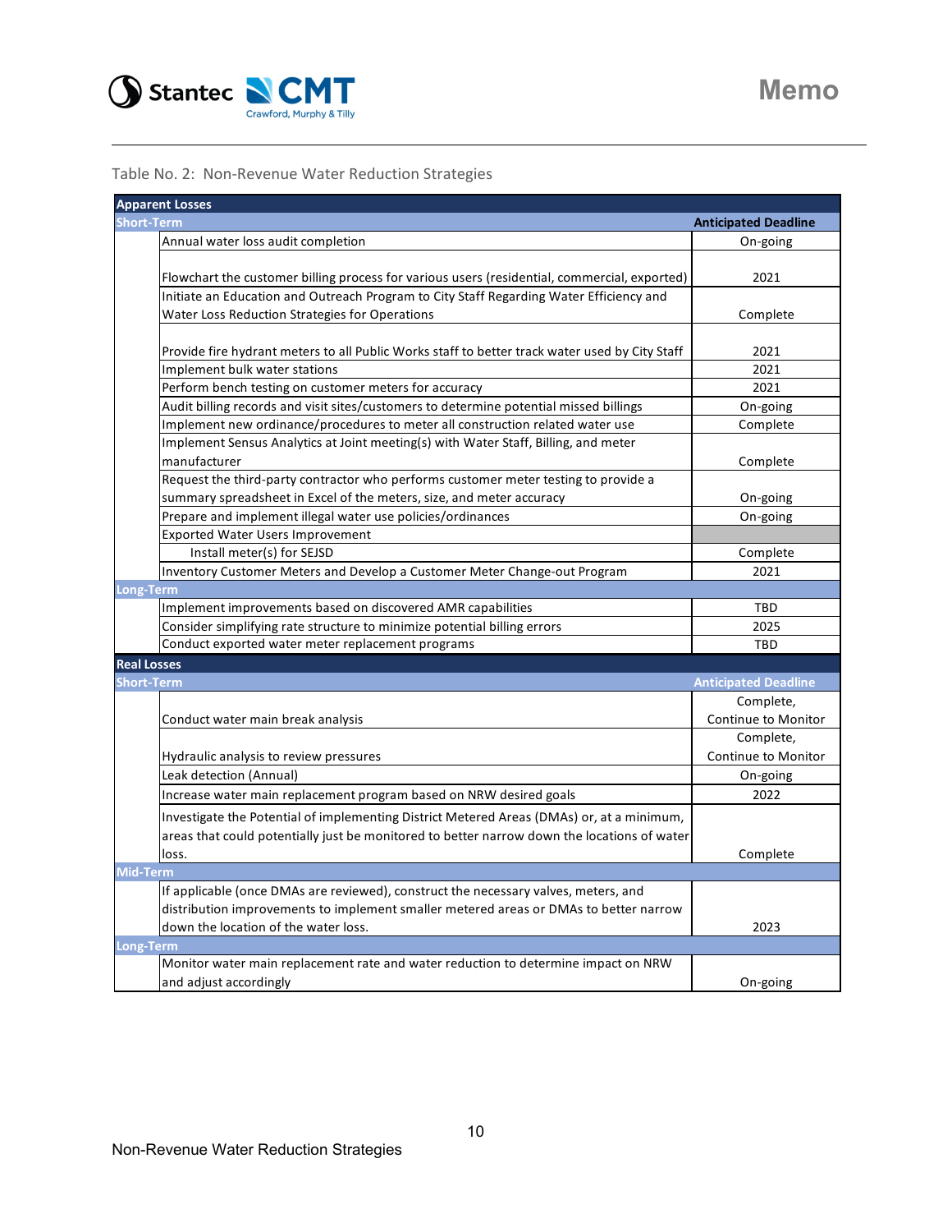Table No. 2: Non-Revenue Water Reduction Strategies

| **Apparent Losses** | | |
|---|---|---|
| **Short-Term** | | **Anticipated Deadline** |
| | Annual water loss audit completion | On-going |
| | Flowchart the customer billing process for various users (residential, commercial, exported) | 2021 |
| | Initiate an Education and Outreach Program to City Staff Regarding Water Efficiency and Water Loss Reduction Strategies for Operations | Complete |
| | Provide fire hydrant meters to all Public Works staff to better track water used by City Staff | 2021 |
| | Implement bulk water stations | 2021 |
| | Perform bench testing on customer meters for accuracy | 2021 |
| | Audit billing records and visit sites/customers to determine potential missed billings | On-going |
| | Implement new ordinance/procedures to meter all construction related water use | Complete |
| | Implement Sensus Analytics at Joint meeting(s) with Water Staff, Billing, and meter manufacturer | Complete |
| | Request the third-party contractor who performs customer meter testing to provide a summary spreadsheet in Excel of the meters, size, and meter accuracy | On-going |
| | Prepare and implement illegal water use policies/ordinances | On-going |
| | Exported Water Users Improvement | |
| | Install meter(s) for SEJSD | Complete |
| | Inventory Customer Meters and Develop a Customer Meter Change-out Program | 2021 |
| **Long-Term** | | |
| | Implement improvements based on discovered AMR capabilities | TBD |
| | Consider simplifying rate structure to minimize potential billing errors | 2025 |
| | Conduct exported water meter replacement programs | TBD |
| **Real Losses** | | |
| **Short-Term** | | **Anticipated Deadline** |
| | Conduct water main break analysis | Complete, Continue to Monitor |
| | Hydraulic analysis to review pressures | Complete, Continue to Monitor |
| | Leak detection (Annual) | On-going |
| | Increase water main replacement program based on NRW desired goals | 2022 |
| | Investigate the Potential of implementing District Metered Areas (DMAs) or, at a minimum, areas that could potentially just be monitored to better narrow down the locations of water loss. | Complete |
| **Mid-Term** | | |
| | If applicable (once DMAs are reviewed), construct the necessary valves, meters, and distribution improvements to implement smaller metered areas or DMAs to better narrow down the location of the water loss. | 2023 |
| **Long-Term** | | |
| | Monitor water main replacement rate and water reduction to determine impact on NRW and adjust accordingly | On-going |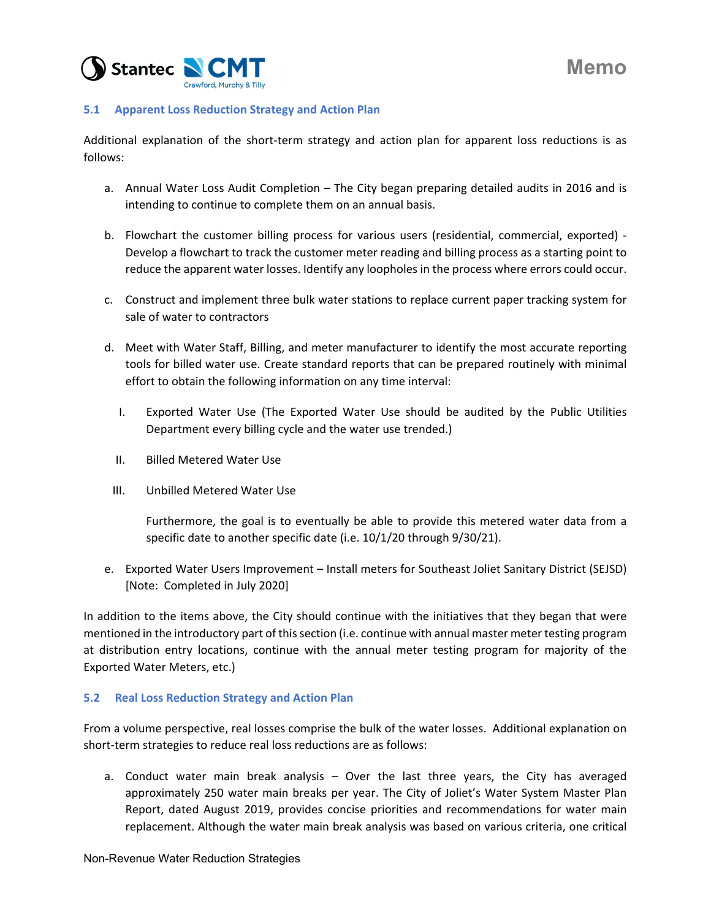### 5.1 Apparent Loss Reduction Strategy and Action Plan

Additional explanation of the short-term strategy and action plan for apparent loss reductions is as follows:

a. Annual Water Loss Audit Completion – The City began preparing detailed audits in 2016 and is intending to continue to complete them on an annual basis.

b. Flowchart the customer billing process for various users (residential, commercial, exported) - Develop a flowchart to track the customer meter reading and billing process as a starting point to reduce the apparent water losses. Identify any loopholes in the process where errors could occur.

c. Construct and implement three bulk water stations to replace current paper tracking system for sale of water to contractors

d. Meet with Water Staff, Billing, and meter manufacturer to identify the most accurate reporting tools for billed water use. Create standard reports that can be prepared routinely with minimal effort to obtain the following information on any time interval:

   I. Exported Water Use (The Exported Water Use should be audited by the Public Utilities Department every billing cycle and the water use trended.)

   II. Billed Metered Water Use

   III. Unbilled Metered Water Use

   Furthermore, the goal is to eventually be able to provide this metered water data from a specific date to another specific date (i.e. 10/1/20 through 9/30/21).

e. Exported Water Users Improvement – Install meters for Southeast Joliet Sanitary District (SEJSD) [Note: Completed in July 2020]

In addition to the items above, the City should continue with the initiatives that they began that were mentioned in the introductory part of this section (i.e. continue with annual master meter testing program at distribution entry locations, continue with the annual meter testing program for majority of the Exported Water Meters, etc.)

### 5.2 Real Loss Reduction Strategy and Action Plan

From a volume perspective, real losses comprise the bulk of the water losses. Additional explanation on short-term strategies to reduce real loss reductions are as follows:

a. Conduct water main break analysis – Over the last three years, the City has averaged approximately 250 water main breaks per year. The City of Joliet's Water System Master Plan Report, dated August 2019, provides concise priorities and recommendations for water main replacement. Although the water main break analysis was based on various criteria, one critical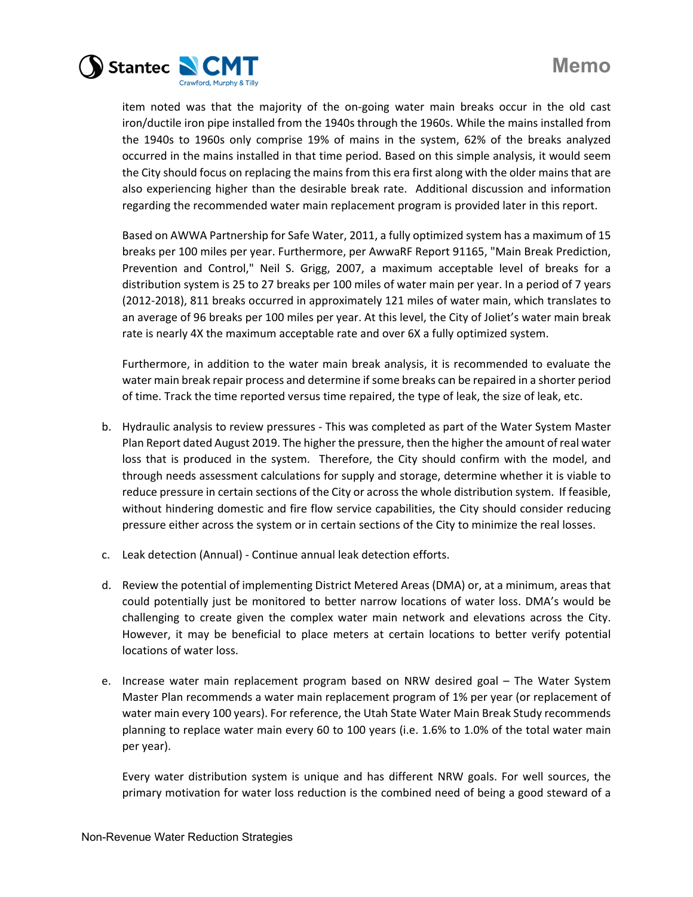item noted was that the majority of the on-going water main breaks occur in the old cast iron/ductile iron pipe installed from the 1940s through the 1960s. While the mains installed from the 1940s to 1960s only comprise 19% of mains in the system, 62% of the breaks analyzed occurred in the mains installed in that time period. Based on this simple analysis, it would seem the City should focus on replacing the mains from this era first along with the older mains that are also experiencing higher than the desirable break rate. Additional discussion and information regarding the recommended water main replacement program is provided later in this report.

Based on AWWA Partnership for Safe Water, 2011, a fully optimized system has a maximum of 15 breaks per 100 miles per year. Furthermore, per AwwaRF Report 91165, "Main Break Prediction, Prevention and Control," Neil S. Grigg, 2007, a maximum acceptable level of breaks for a distribution system is 25 to 27 breaks per 100 miles of water main per year. In a period of 7 years (2012-2018), 811 breaks occurred in approximately 121 miles of water main, which translates to an average of 96 breaks per 100 miles per year. At this level, the City of Joliet's water main break rate is nearly 4X the maximum acceptable rate and over 6X a fully optimized system.

Furthermore, in addition to the water main break analysis, it is recommended to evaluate the water main break repair process and determine if some breaks can be repaired in a shorter period of time. Track the time reported versus time repaired, the type of leak, the size of leak, etc.

b. Hydraulic analysis to review pressures - This was completed as part of the Water System Master Plan Report dated August 2019. The higher the pressure, then the higher the amount of real water loss that is produced in the system. Therefore, the City should confirm with the model, and through needs assessment calculations for supply and storage, determine whether it is viable to reduce pressure in certain sections of the City or across the whole distribution system. If feasible, without hindering domestic and fire flow service capabilities, the City should consider reducing pressure either across the system or in certain sections of the City to minimize the real losses.

c. Leak detection (Annual) - Continue annual leak detection efforts.

d. Review the potential of implementing District Metered Areas (DMA) or, at a minimum, areas that could potentially just be monitored to better narrow locations of water loss. DMA's would be challenging to create given the complex water main network and elevations across the City. However, it may be beneficial to place meters at certain locations to better verify potential locations of water loss.

e. Increase water main replacement program based on NRW desired goal – The Water System Master Plan recommends a water main replacement program of 1% per year (or replacement of water main every 100 years). For reference, the Utah State Water Main Break Study recommends planning to replace water main every 60 to 100 years (i.e. 1.6% to 1.0% of the total water main per year).

Every water distribution system is unique and has different NRW goals. For well sources, the primary motivation for water loss reduction is the combined need of being a good steward of a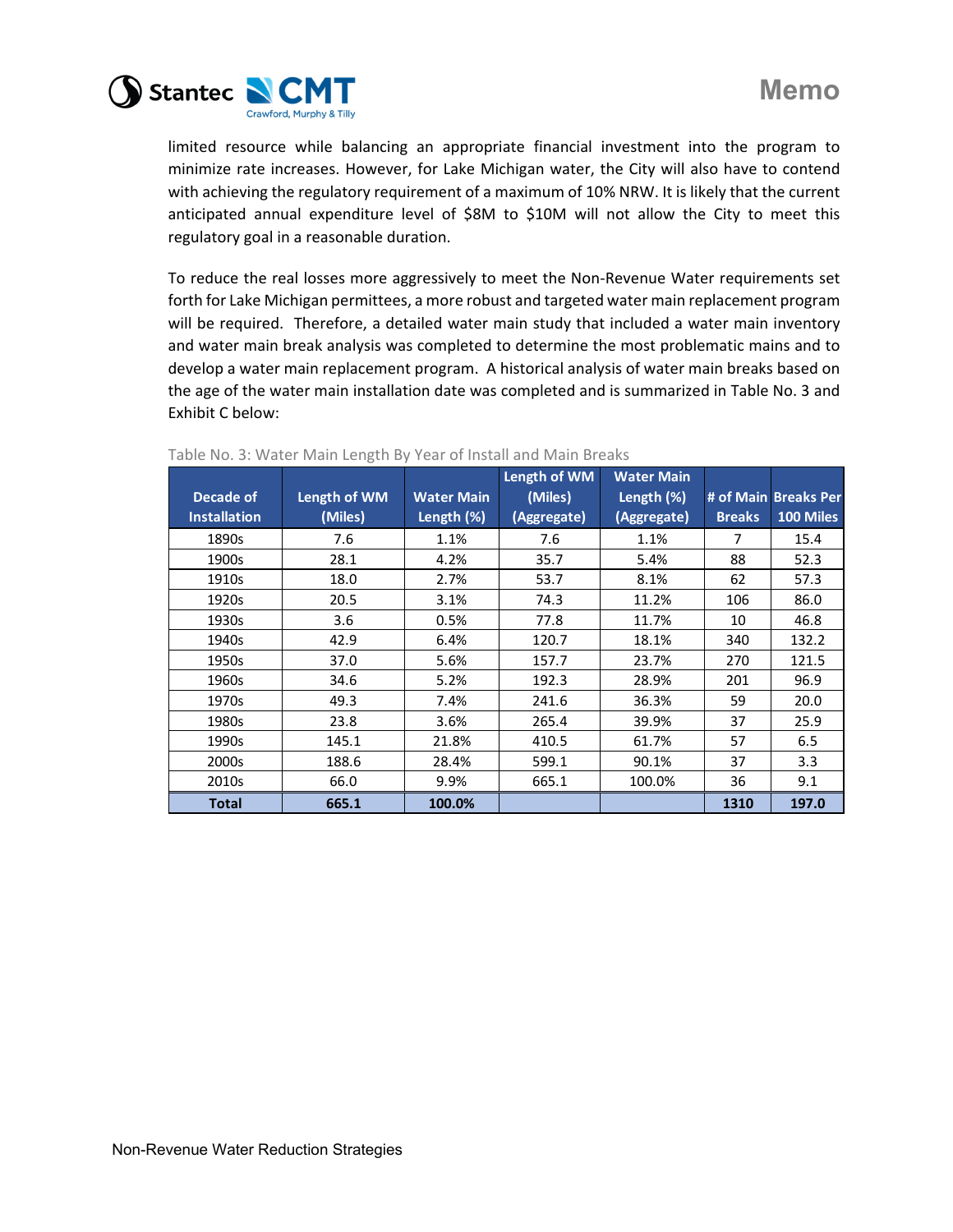limited resource while balancing an appropriate financial investment into the program to minimize rate increases. However, for Lake Michigan water, the City will also have to contend with achieving the regulatory requirement of a maximum of 10% NRW. It is likely that the current anticipated annual expenditure level of $8M to $10M will not allow the City to meet this regulatory goal in a reasonable duration.

To reduce the real losses more aggressively to meet the Non-Revenue Water requirements set forth for Lake Michigan permittees, a more robust and targeted water main replacement program will be required. Therefore, a detailed water main study that included a water main inventory and water main break analysis was completed to determine the most problematic mains and to develop a water main replacement program. A historical analysis of water main breaks based on the age of the water main installation date was completed and is summarized in Table No. 3 and Exhibit C below:

Table No. 3: Water Main Length By Year of Install and Main Breaks

| Decade of Installation | Length of WM (Miles) | Water Main Length (%) | Length of WM (Miles) (Aggregate) | Water Main Length (%) (Aggregate) | # of Main Breaks | Breaks Per 100 Miles |
|---|---|---|---|---|---|---|
| 1890s | 7.6 | 1.1% | 7.6 | 1.1% | 7 | 15.4 |
| 1900s | 28.1 | 4.2% | 35.7 | 5.4% | 88 | 52.3 |
| 1910s | 18.0 | 2.7% | 53.7 | 8.1% | 62 | 57.3 |
| 1920s | 20.5 | 3.1% | 74.3 | 11.2% | 106 | 86.0 |
| 1930s | 3.6 | 0.5% | 77.8 | 11.7% | 10 | 46.8 |
| 1940s | 42.9 | 6.4% | 120.7 | 18.1% | 340 | 132.2 |
| 1950s | 37.0 | 5.6% | 157.7 | 23.7% | 270 | 121.5 |
| 1960s | 34.6 | 5.2% | 192.3 | 28.9% | 201 | 96.9 |
| 1970s | 49.3 | 7.4% | 241.6 | 36.3% | 59 | 20.0 |
| 1980s | 23.8 | 3.6% | 265.4 | 39.9% | 37 | 25.9 |
| 1990s | 145.1 | 21.8% | 410.5 | 61.7% | 57 | 6.5 |
| 2000s | 188.6 | 28.4% | 599.1 | 90.1% | 37 | 3.3 |
| 2010s | 66.0 | 9.9% | 665.1 | 100.0% | 36 | 9.1 |
| **Total** | **665.1** | **100.0%** | | | **1310** | **197.0** |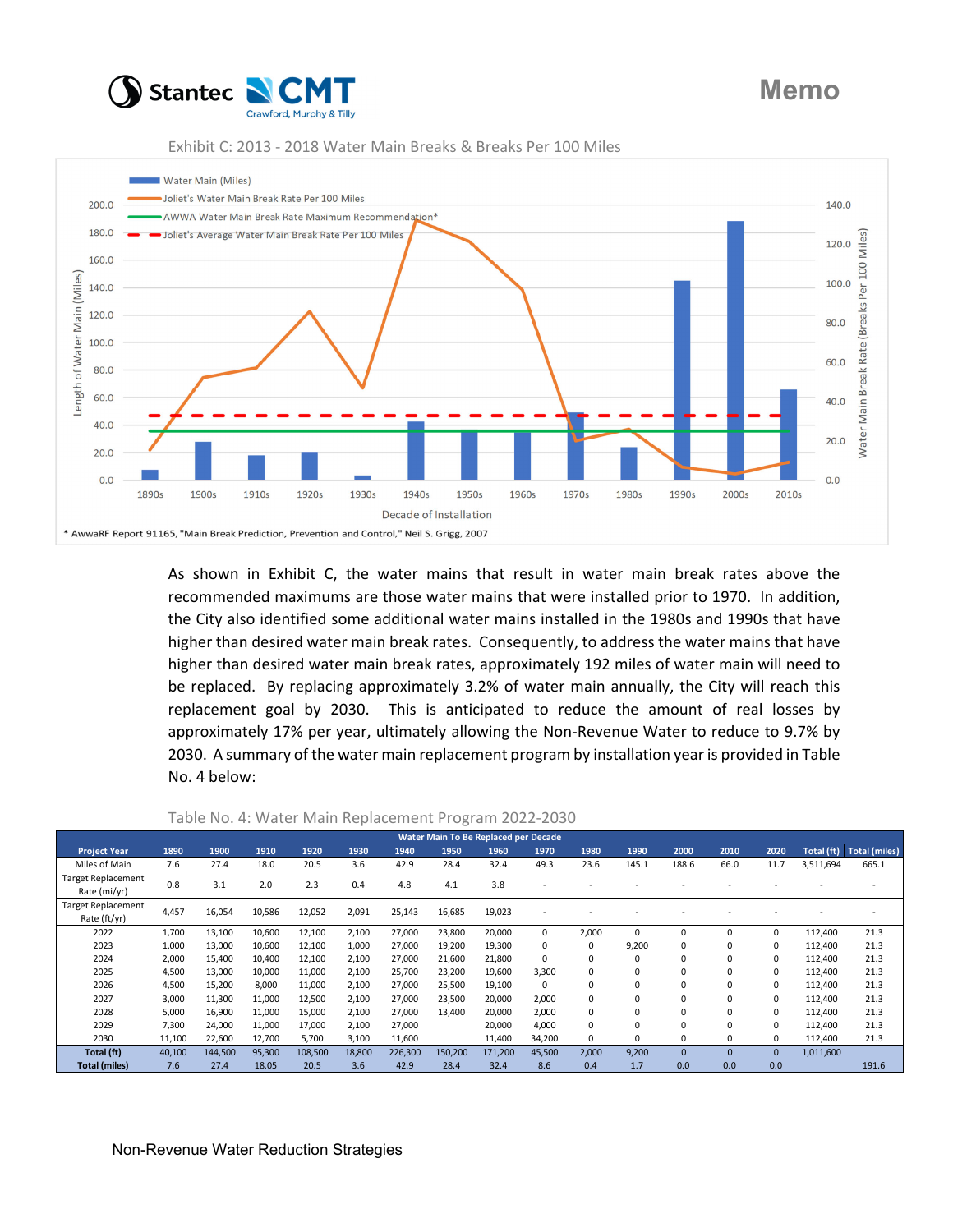Exhibit C: 2013 - 2018 Water Main Breaks & Breaks Per 100 Miles

\* AwwaRF Report 91165, "Main Break Prediction, Prevention and Control," Neil S. Grigg, 2007

As shown in Exhibit C, the water mains that result in water main break rates above the recommended maximums are those water mains that were installed prior to 1970. In addition, the City also identified some additional water mains installed in the 1980s and 1990s that have higher than desired water main break rates. Consequently, to address the water mains that have higher than desired water main break rates, approximately 192 miles of water main will need to be replaced. By replacing approximately 3.2% of water main annually, the City will reach this replacement goal by 2030. This is anticipated to reduce the amount of real losses by approximately 17% per year, ultimately allowing the Non-Revenue Water to reduce to 9.7% by 2030. A summary of the water main replacement program by installation year is provided in Table No. 4 below:

Table No. 4: Water Main Replacement Program 2022-2030

| | Water Main To Be Replaced per Decade | | | | | | | | | | | | | | | |
|---|---|---|---|---|---|---|---|---|---|---|---|---|---|---|---|---|
| **Project Year** | **1890** | **1900** | **1910** | **1920** | **1930** | **1940** | **1950** | **1960** | **1970** | **1980** | **1990** | **2000** | **2010** | **2020** | **Total (ft)** | **Total (miles)** |
| Miles of Main | 7.6 | 27.4 | 18.0 | 20.5 | 3.6 | 42.9 | 28.4 | 32.4 | 49.3 | 23.6 | 145.1 | 188.6 | 66.0 | 11.7 | 3,511,694 | 665.1 |
| Target Replacement Rate (mi/yr) | 0.8 | 3.1 | 2.0 | 2.3 | 0.4 | 4.8 | 4.1 | 3.8 | - | - | - | - | - | - | - | - |
| Target Replacement Rate (ft/yr) | 4,457 | 16,054 | 10,586 | 12,052 | 2,091 | 25,143 | 16,685 | 19,023 | - | - | - | - | - | - | - | - |
| 2022 | 1,700 | 13,100 | 10,600 | 12,100 | 2,100 | 27,000 | 23,800 | 20,000 | 0 | 2,000 | 0 | 0 | 0 | 0 | 112,400 | 21.3 |
| 2023 | 1,000 | 13,000 | 10,600 | 12,100 | 1,000 | 27,000 | 19,200 | 19,300 | 0 | 0 | 9,200 | 0 | 0 | 0 | 112,400 | 21.3 |
| 2024 | 2,000 | 15,400 | 10,400 | 12,100 | 2,100 | 27,000 | 21,600 | 21,800 | 0 | 0 | 0 | 0 | 0 | 0 | 112,400 | 21.3 |
| 2025 | 4,500 | 13,000 | 10,000 | 11,000 | 2,100 | 25,700 | 23,200 | 19,600 | 3,300 | 0 | 0 | 0 | 0 | 0 | 112,400 | 21.3 |
| 2026 | 4,500 | 15,200 | 8,000 | 11,000 | 2,100 | 27,000 | 25,500 | 19,100 | 0 | 0 | 0 | 0 | 0 | 0 | 112,400 | 21.3 |
| 2027 | 3,000 | 11,300 | 11,000 | 12,500 | 2,100 | 27,000 | 23,500 | 20,000 | 2,000 | 0 | 0 | 0 | 0 | 0 | 112,400 | 21.3 |
| 2028 | 5,000 | 16,900 | 11,000 | 15,000 | 2,100 | 27,000 | 13,400 | 20,000 | 2,000 | 0 | 0 | 0 | 0 | 0 | 112,400 | 21.3 |
| 2029 | 7,300 | 24,000 | 11,000 | 17,000 | 2,100 | 27,000 | | 20,000 | 4,000 | 0 | 0 | 0 | 0 | 0 | 112,400 | 21.3 |
| 2030 | 11,100 | 22,600 | 12,700 | 5,700 | 3,100 | 11,600 | | 11,400 | 34,200 | 0 | 0 | 0 | 0 | 0 | 112,400 | 21.3 |
| **Total (ft)** | 40,100 | 144,500 | 95,300 | 108,500 | 18,800 | 226,300 | 150,200 | 171,200 | 45,500 | 2,000 | 9,200 | 0 | 0 | 0 | 1,011,600 | |
| **Total (miles)** | 7.6 | 27.4 | 18.05 | 20.5 | 3.6 | 42.9 | 28.4 | 32.4 | 8.6 | 0.4 | 1.7 | 0.0 | 0.0 | 0.0 | | 191.6 |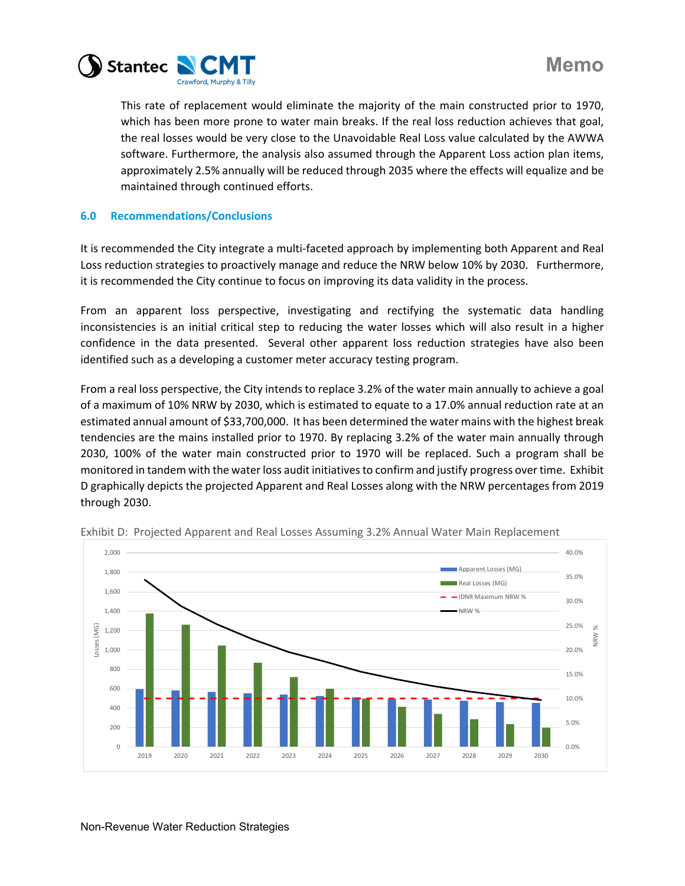This rate of replacement would eliminate the majority of the main constructed prior to 1970, which has been more prone to water main breaks. If the real loss reduction achieves that goal, the real losses would be very close to the Unavoidable Real Loss value calculated by the AWWA software. Furthermore, the analysis also assumed through the Apparent Loss action plan items, approximately 2.5% annually will be reduced through 2035 where the effects will equalize and be maintained through continued efforts.

## 6.0 Recommendations/Conclusions

It is recommended the City integrate a multi-faceted approach by implementing both Apparent and Real Loss reduction strategies to proactively manage and reduce the NRW below 10% by 2030. Furthermore, it is recommended the City continue to focus on improving its data validity in the process.

From an apparent loss perspective, investigating and rectifying the systematic data handling inconsistencies is an initial critical step to reducing the water losses which will also result in a higher confidence in the data presented. Several other apparent loss reduction strategies have also been identified such as a developing a customer meter accuracy testing program.

From a real loss perspective, the City intends to replace 3.2% of the water main annually to achieve a goal of a maximum of 10% NRW by 2030, which is estimated to equate to a 17.0% annual reduction rate at an estimated annual amount of $33,700,000. It has been determined the water mains with the highest break tendencies are the mains installed prior to 1970. By replacing 3.2% of the water main annually through 2030, 100% of the water main constructed prior to 1970 will be replaced. Such a program shall be monitored in tandem with the water loss audit initiatives to confirm and justify progress over time. Exhibit D graphically depicts the projected Apparent and Real Losses along with the NRW percentages from 2019 through 2030.

Exhibit D: Projected Apparent and Real Losses Assuming 3.2% Annual Water Main Replacement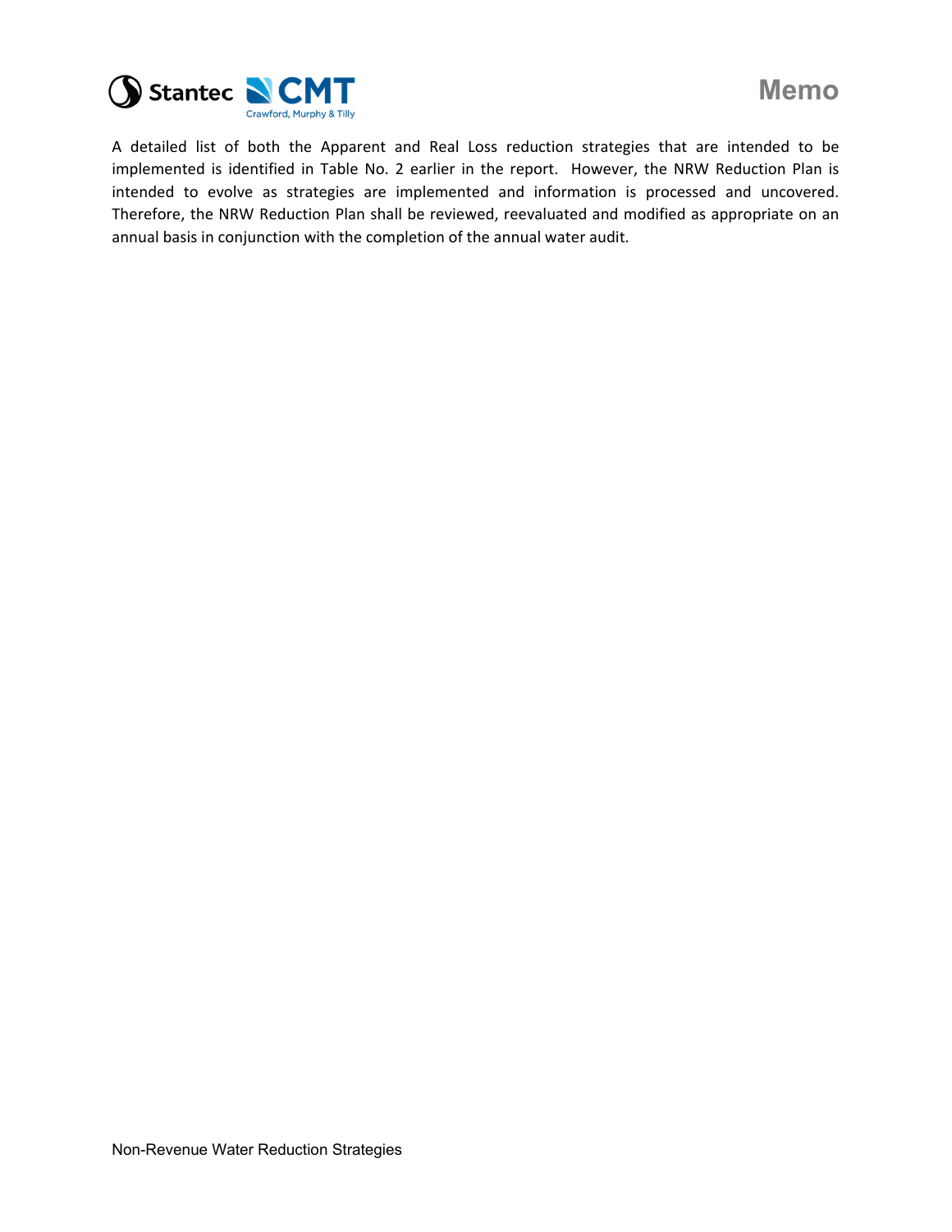A detailed list of both the Apparent and Real Loss reduction strategies that are intended to be implemented is identified in Table No. 2 earlier in the report. However, the NRW Reduction Plan is intended to evolve as strategies are implemented and information is processed and uncovered. Therefore, the NRW Reduction Plan shall be reviewed, reevaluated and modified as appropriate on an annual basis in conjunction with the completion of the annual water audit.